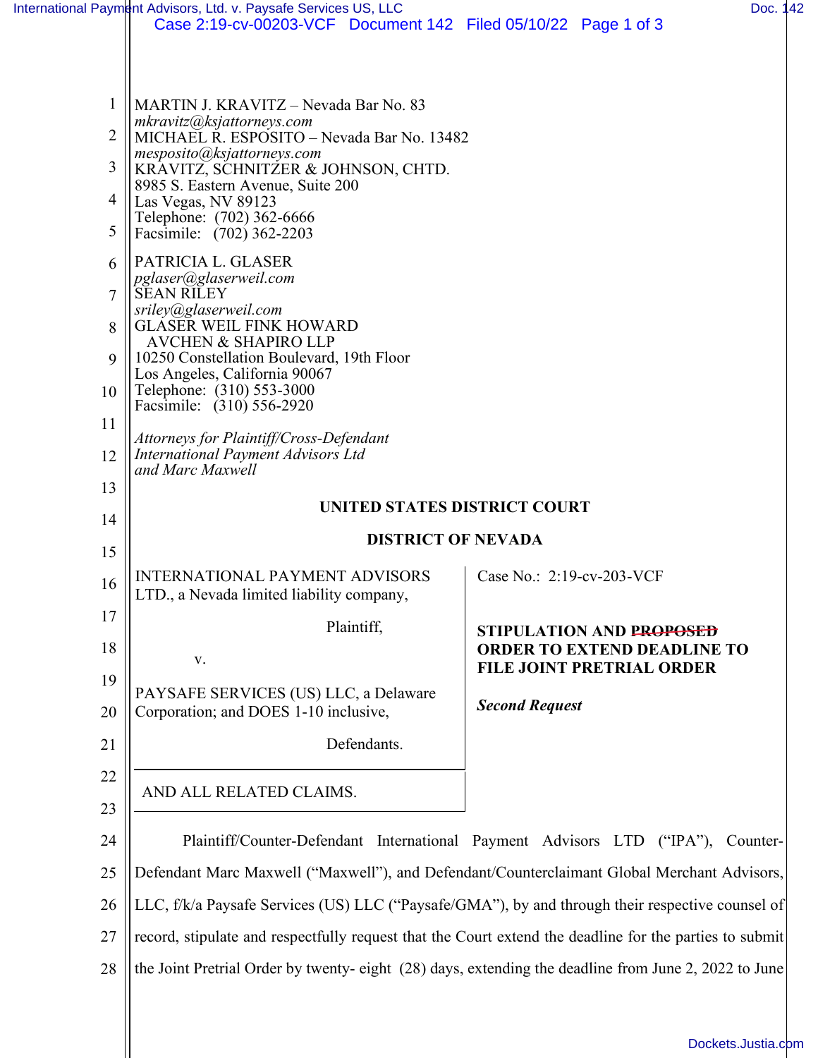MARTIN J. KRAVITZ – Nevada Bar No. 83
*mkravitz@ksjattorneys.com*
MICHAEL R. ESPOSITO – Nevada Bar No. 13482
*mesposito@ksjattorneys.com*
KRAVITZ, SCHNITZER & JOHNSON, CHTD.
8985 S. Eastern Avenue, Suite 200
Las Vegas, NV 89123
Telephone: (702) 362-6666
Facsimile: (702) 362-2203

PATRICIA L. GLASER
*pglaser@glaserweil.com*
SEAN RILEY
*sriley@glaserweil.com*
GLASER WEIL FINK HOWARD
AVCHEN & SHAPIRO LLP
10250 Constellation Boulevard, 19th Floor
Los Angeles, California 90067
Telephone: (310) 553-3000
Facsimile: (310) 556-2920

*Attorneys for Plaintiff/Cross-Defendant International Payment Advisors Ltd and Marc Maxwell*

**UNITED STATES DISTRICT COURT**

**DISTRICT OF NEVADA**

INTERNATIONAL PAYMENT ADVISORS LTD., a Nevada limited liability company,

Plaintiff,

v.

PAYSAFE SERVICES (US) LLC, a Delaware Corporation; and DOES 1-10 inclusive,

Defendants.

AND ALL RELATED CLAIMS.

Case No.: 2:19-cv-203-VCF

**STIPULATION AND ~~PROPOSED~~ ORDER TO EXTEND DEADLINE TO FILE JOINT PRETRIAL ORDER**

***Second Request***

Plaintiff/Counter-Defendant International Payment Advisors LTD ("IPA"), Counter-Defendant Marc Maxwell ("Maxwell"), and Defendant/Counterclaimant Global Merchant Advisors, LLC, f/k/a Paysafe Services (US) LLC ("Paysafe/GMA"), by and through their respective counsel of record, stipulate and respectfully request that the Court extend the deadline for the parties to submit the Joint Pretrial Order by twenty- eight (28) days, extending the deadline from June 2, 2022 to June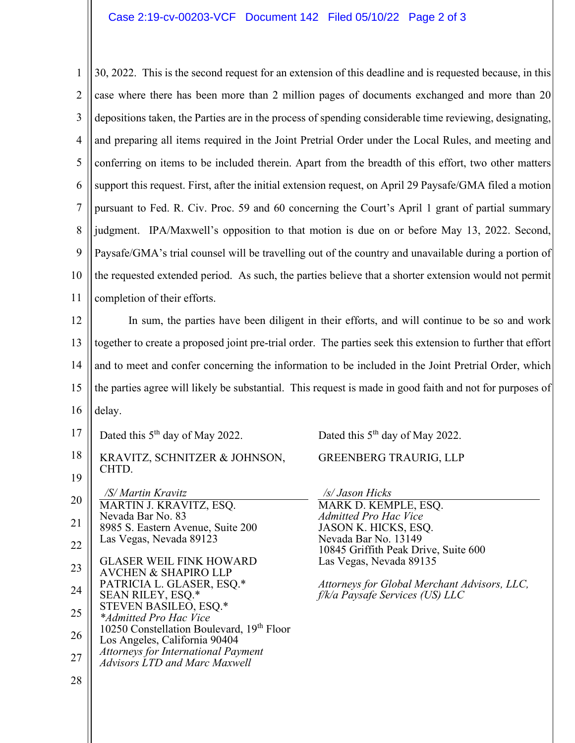30, 2022. This is the second request for an extension of this deadline and is requested because, in this case where there has been more than 2 million pages of documents exchanged and more than 20 depositions taken, the Parties are in the process of spending considerable time reviewing, designating, and preparing all items required in the Joint Pretrial Order under the Local Rules, and meeting and conferring on items to be included therein. Apart from the breadth of this effort, two other matters support this request. First, after the initial extension request, on April 29 Paysafe/GMA filed a motion pursuant to Fed. R. Civ. Proc. 59 and 60 concerning the Court's April 1 grant of partial summary judgment. IPA/Maxwell's opposition to that motion is due on or before May 13, 2022. Second, Paysafe/GMA's trial counsel will be travelling out of the country and unavailable during a portion of the requested extended period. As such, the parties believe that a shorter extension would not permit completion of their efforts.

In sum, the parties have been diligent in their efforts, and will continue to be so and work together to create a proposed joint pre-trial order. The parties seek this extension to further that effort and to meet and confer concerning the information to be included in the Joint Pretrial Order, which the parties agree will likely be substantial. This request is made in good faith and not for purposes of delay.

Dated this 5th day of May 2022.

KRAVITZ, SCHNITZER & JOHNSON, CHTD.

*/S/ Martin Kravitz*
MARTIN J. KRAVITZ, ESQ.
Nevada Bar No. 83
8985 S. Eastern Avenue, Suite 200
Las Vegas, Nevada 89123

GLASER WEIL FINK HOWARD AVCHEN & SHAPIRO LLP
PATRICIA L. GLASER, ESQ.*
SEAN RILEY, ESQ.*
STEVEN BASILEO, ESQ.*
*\*Admitted Pro Hac Vice*
10250 Constellation Boulevard, 19th Floor
Los Angeles, California 90404
*Attorneys for International Payment Advisors LTD and Marc Maxwell*

Dated this 5th day of May 2022.

GREENBERG TRAURIG, LLP

*/s/ Jason Hicks*
MARK D. KEMPLE, ESQ.
*Admitted Pro Hac Vice*
JASON K. HICKS, ESQ.
Nevada Bar No. 13149
10845 Griffith Peak Drive, Suite 600
Las Vegas, Nevada 89135

*Attorneys for Global Merchant Advisors, LLC, f/k/a Paysafe Services (US) LLC*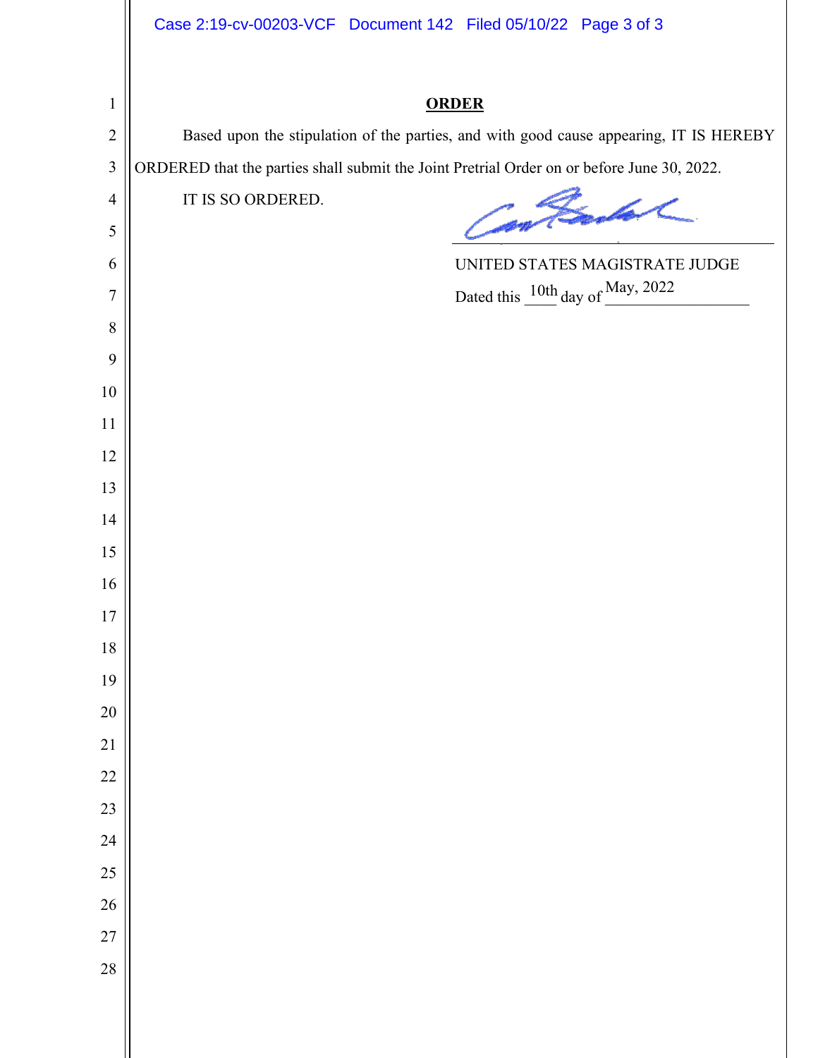**ORDER**

Based upon the stipulation of the parties, and with good cause appearing, IT IS HEREBY ORDERED that the parties shall submit the Joint Pretrial Order on or before June 30, 2022.

IT IS SO ORDERED.

UNITED STATES MAGISTRATE JUDGE

Dated this 10th day of May, 2022